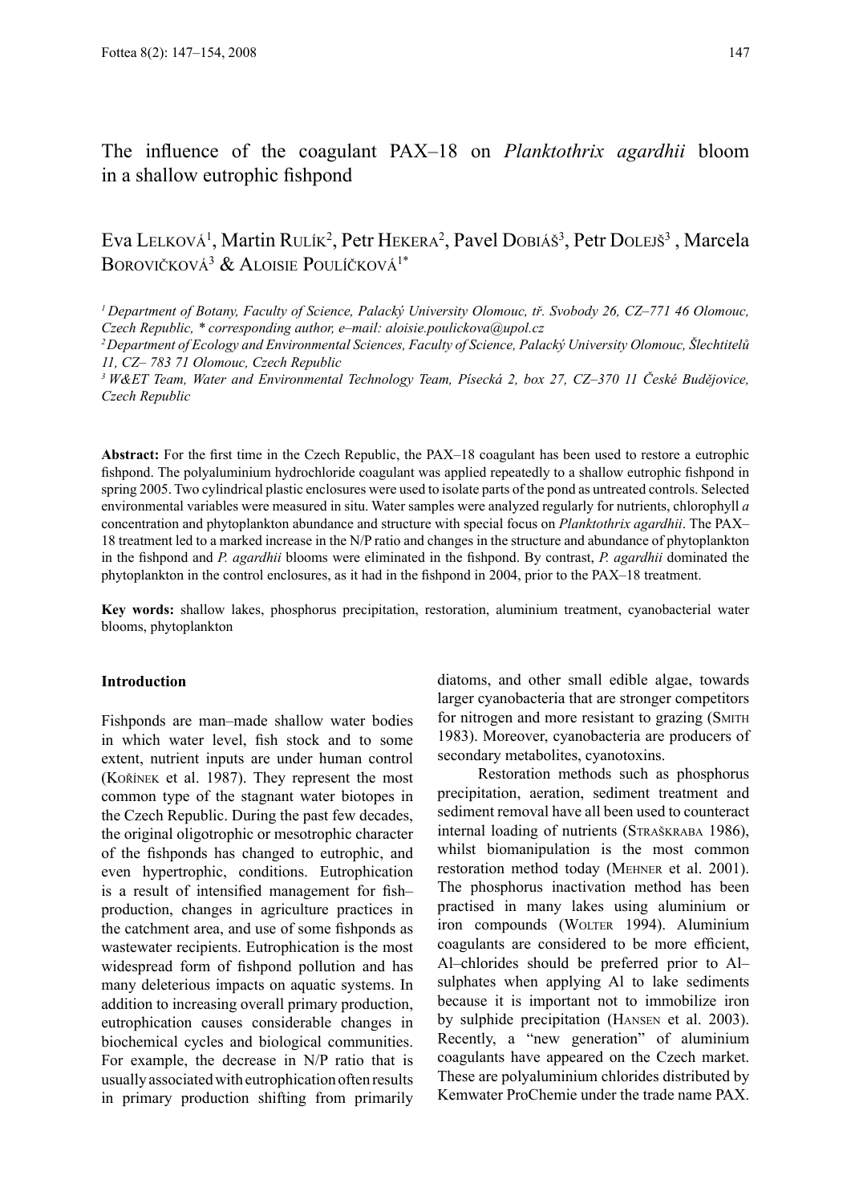# The influence of the coagulant PAX–18 on *Planktothrix agardhii* bloom in a shallow eutrophic fishpond

Eva Lelková[1], Martin Rulík[2], Petr Hekera[2], Pavel Dobiáš[3], Petr Dolejš[3], Marcela Borovičková[3] & Aloisie Poulíčková[1*]

[1] *Department of Botany, Faculty of Science, Palacký University Olomouc, tř. Svobody 26, CZ–771 46 Olomouc, Czech Republic, \* corresponding author, e–mail: aloisie.poulickova@upol.cz*

[2] *Department of Ecology and Environmental Sciences, Faculty of Science, Palacký University Olomouc, Šlechtitelů 11, CZ– 783 71 Olomouc, Czech Republic*

[3] *W&ET Team, Water and Environmental Technology Team, Písecká 2, box 27, CZ–370 11 České Budějovice, Czech Republic*

**Abstract:** For the first time in the Czech Republic, the PAX–18 coagulant has been used to restore a eutrophic fishpond. The polyaluminium hydrochloride coagulant was applied repeatedly to a shallow eutrophic fishpond in spring 2005. Two cylindrical plastic enclosures were used to isolate parts of the pond as untreated controls. Selected environmental variables were measured in situ. Water samples were analyzed regularly for nutrients, chlorophyll *a* concentration and phytoplankton abundance and structure with special focus on *Planktothrix agardhii*. The PAX–18 treatment led to a marked increase in the N/P ratio and changes in the structure and abundance of phytoplankton in the fishpond and *P. agardhii* blooms were eliminated in the fishpond. By contrast, *P. agardhii* dominated the phytoplankton in the control enclosures, as it had in the fishpond in 2004, prior to the PAX–18 treatment.

**Key words:** shallow lakes, phosphorus precipitation, restoration, aluminium treatment, cyanobacterial water blooms, phytoplankton

## Introduction

Fishponds are man–made shallow water bodies in which water level, fish stock and to some extent, nutrient inputs are under human control (Kořínek et al. 1987). They represent the most common type of the stagnant water biotopes in the Czech Republic. During the past few decades, the original oligotrophic or mesotrophic character of the fishponds has changed to eutrophic, and even hypertrophic, conditions. Eutrophication is a result of intensified management for fish–production, changes in agriculture practices in the catchment area, and use of some fishponds as wastewater recipients. Eutrophication is the most widespread form of fishpond pollution and has many deleterious impacts on aquatic systems. In addition to increasing overall primary production, eutrophication causes considerable changes in biochemical cycles and biological communities. For example, the decrease in N/P ratio that is usually associated with eutrophication often results in primary production shifting from primarily diatoms, and other small edible algae, towards larger cyanobacteria that are stronger competitors for nitrogen and more resistant to grazing (Smith 1983). Moreover, cyanobacteria are producers of secondary metabolites, cyanotoxins.

Restoration methods such as phosphorus precipitation, aeration, sediment treatment and sediment removal have all been used to counteract internal loading of nutrients (Straškraba 1986), whilst biomanipulation is the most common restoration method today (Mehner et al. 2001). The phosphorus inactivation method has been practised in many lakes using aluminium or iron compounds (Wolter 1994). Aluminium coagulants are considered to be more efficient, Al–chlorides should be preferred prior to Al–sulphates when applying Al to lake sediments because it is important not to immobilize iron by sulphide precipitation (Hansen et al. 2003). Recently, a "new generation" of aluminium coagulants have appeared on the Czech market. These are polyaluminium chlorides distributed by Kemwater ProChemie under the trade name PAX.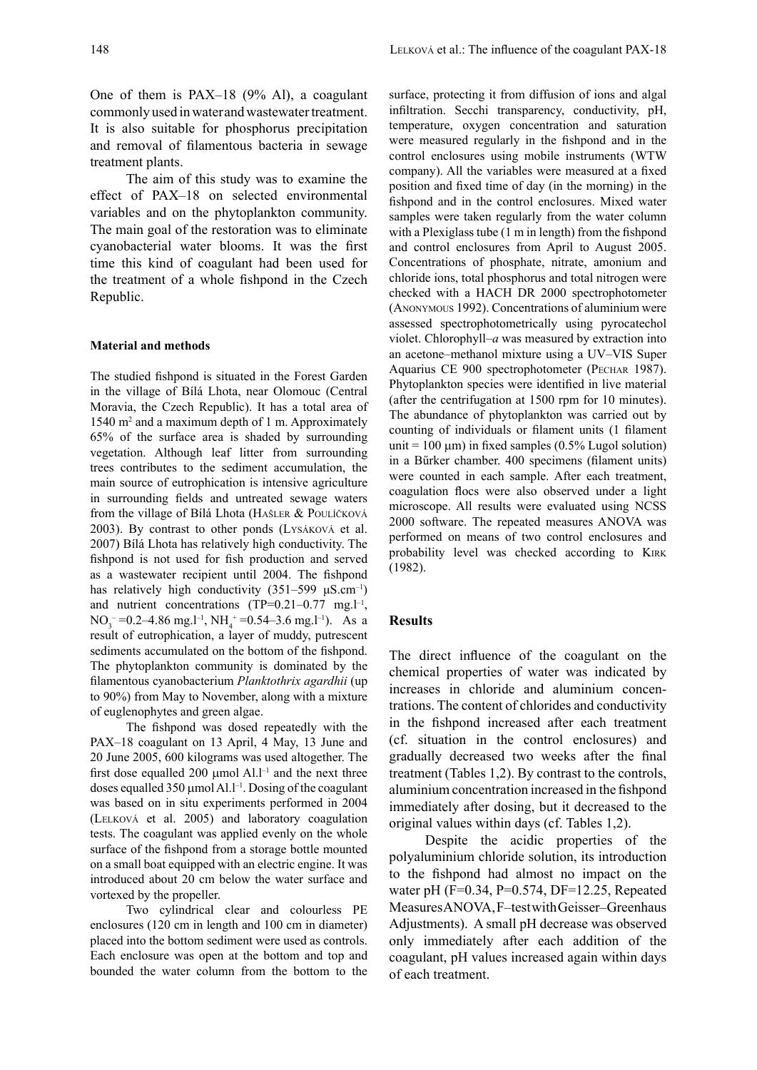One of them is PAX–18 (9% Al), a coagulant commonly used in water and wastewater treatment. It is also suitable for phosphorus precipitation and removal of filamentous bacteria in sewage treatment plants.

The aim of this study was to examine the effect of PAX–18 on selected environmental variables and on the phytoplankton community. The main goal of the restoration was to eliminate cyanobacterial water blooms. It was the first time this kind of coagulant had been used for the treatment of a whole fishpond in the Czech Republic.

#### Material and methods

The studied fishpond is situated in the Forest Garden in the village of Bílá Lhota, near Olomouc (Central Moravia, the Czech Republic). It has a total area of 1540 m$^2$ and a maximum depth of 1 m. Approximately 65% of the surface area is shaded by surrounding vegetation. Although leaf litter from surrounding trees contributes to the sediment accumulation, the main source of eutrophication is intensive agriculture in surrounding fields and untreated sewage waters from the village of Bílá Lhota (Hašler & Poulíčková 2003). By contrast to other ponds (Lysáková et al. 2007) Bílá Lhota has relatively high conductivity. The fishpond is not used for fish production and served as a wastewater recipient until 2004. The fishpond has relatively high conductivity (351–599 μS.cm$^{-1}$) and nutrient concentrations (TP=0.21–0.77 mg.l$^{-1}$, $NO_3^-$ =0.2–4.86 mg.l$^{-1}$, $NH_4^+$ =0.54–3.6 mg.l$^{-1}$). As a result of eutrophication, a layer of muddy, putrescent sediments accumulated on the bottom of the fishpond. The phytoplankton community is dominated by the filamentous cyanobacterium *Planktothrix agardhii* (up to 90%) from May to November, along with a mixture of euglenophytes and green algae.

The fishpond was dosed repeatedly with the PAX–18 coagulant on 13 April, 4 May, 13 June and 20 June 2005, 600 kilograms was used altogether. The first dose equalled 200 μmol Al.l$^{-1}$ and the next three doses equalled 350 μmol Al.l$^{-1}$. Dosing of the coagulant was based on in situ experiments performed in 2004 (Lelková et al. 2005) and laboratory coagulation tests. The coagulant was applied evenly on the whole surface of the fishpond from a storage bottle mounted on a small boat equipped with an electric engine. It was introduced about 20 cm below the water surface and vortexed by the propeller.

Two cylindrical clear and colourless PE enclosures (120 cm in length and 100 cm in diameter) placed into the bottom sediment were used as controls. Each enclosure was open at the bottom and top and bounded the water column from the bottom to the surface, protecting it from diffusion of ions and algal infiltration. Secchi transparency, conductivity, pH, temperature, oxygen concentration and saturation were measured regularly in the fishpond and in the control enclosures using mobile instruments (WTW company). All the variables were measured at a fixed position and fixed time of day (in the morning) in the fishpond and in the control enclosures. Mixed water samples were taken regularly from the water column with a Plexiglass tube (1 m in length) from the fishpond and control enclosures from April to August 2005. Concentrations of phosphate, nitrate, amonium and chloride ions, total phosphorus and total nitrogen were checked with a HACH DR 2000 spectrophotometer (Anonymous 1992). Concentrations of aluminium were assessed spectrophotometrically using pyrocatechol violet. Chlorophyll–*a* was measured by extraction into an acetone–methanol mixture using a UV–VIS Super Aquarius CE 900 spectrophotometer (Pechar 1987). Phytoplankton species were identified in live material (after the centrifugation at 1500 rpm for 10 minutes). The abundance of phytoplankton was carried out by counting of individuals or filament units (1 filament unit = 100 μm) in fixed samples (0.5% Lugol solution) in a Bürker chamber. 400 specimens (filament units) were counted in each sample. After each treatment, coagulation flocs were also observed under a light microscope. All results were evaluated using NCSS 2000 software. The repeated measures ANOVA was performed on means of two control enclosures and probability level was checked according to Kirk (1982).

## Results

The direct influence of the coagulant on the chemical properties of water was indicated by increases in chloride and aluminium concentrations. The content of chlorides and conductivity in the fishpond increased after each treatment (cf. situation in the control enclosures) and gradually decreased two weeks after the final treatment (Tables 1,2). By contrast to the controls, aluminium concentration increased in the fishpond immediately after dosing, but it decreased to the original values within days (cf. Tables 1,2).

Despite the acidic properties of the polyaluminium chloride solution, its introduction to the fishpond had almost no impact on the water pH (F=0.34, P=0.574, DF=12.25, Repeated Measures ANOVA, F–test with Geisser–Greenhaus Adjustments). A small pH decrease was observed only immediately after each addition of the coagulant, pH values increased again within days of each treatment.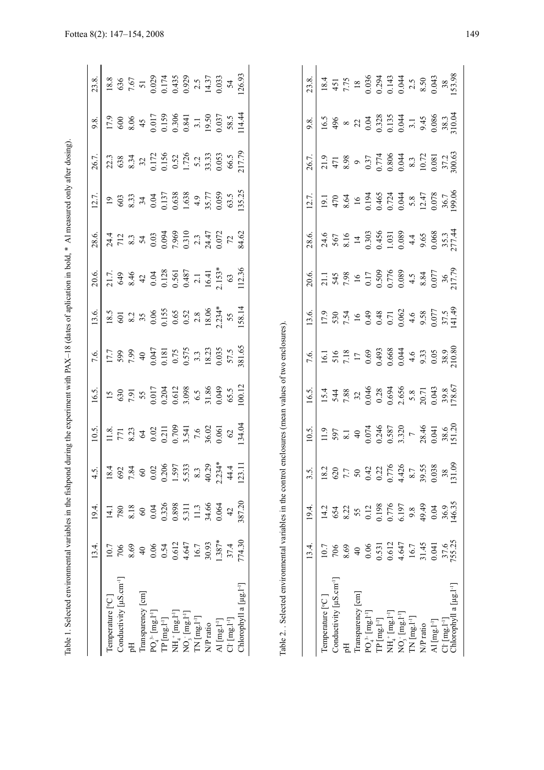Table 1. Selected environmental variables in the fishpond during the experiment with PAX–18 (dates of aplication in bold, * Al measured only after dosing).

| | 13.4. | 19.4. | 4.5. | 10.5. | 16.5. | 7.6. | 13.6. | 20.6. | 28.6. | 12.7. | 26.7. | 9.8. | 23.8. |
|---|---|---|---|---|---|---|---|---|---|---|---|---|---|
| Temperature [°C] | 10.7 | 14.1 | 18.4 | 11.8. | 15 | 17.7 | 18.5 | 21.7. | 24.4 | 19 | 22.3 | 17.9 | 18.8 |
| Conductivity [μS.cm$^{-1}$] | 706 | 780 | 692 | 771 | 630 | 599 | 601 | 649 | 712 | 603 | 638 | 600 | 636 |
| pH | 8.69 | 8.18 | 7.84 | 8.23 | 7.91 | 7.99 | 8.2 | 8.46 | 8.3 | 8.33 | 8.34 | 8.06 | 7.67 |
| Transparency [cm] | 40 | 60 | 60 | 64 | 55 | 40 | 35 | 42 | 54 | 34 | 32 | 45 | 51 |
| $PO_4^{3-}$ [mg.l$^{-1}$] | 0.06 | 0.04 | 0.02 | 0.02 | 0.017 | 0.047 | 0.06 | 0.04 | 0.03 | 0.04 | 0.172 | 0.017 | 0.029 |
| TP [mg.l$^{-1}$] | 0.54 | 0.326 | 0.206 | 0.211 | 0.204 | 0.181 | 0.155 | 0.128 | 0.094 | 0.137 | 0.156 | 0.159 | 0.174 |
| $NH_4^+$ [mg.l$^{-1}$] | 0.612 | 0.898 | 1.597 | 0.709 | 0.612 | 0.75 | 0.65 | 0.561 | 7.969 | 0.638 | 0.52 | 0.306 | 0.435 |
| $NO_3^-$ [mg.l$^{-1}$] | 4.647 | 5.311 | 5.533 | 3.541 | 3.098 | 0.575 | 0.52 | 0.487 | 0.310 | 1.638 | 1.726 | 0.841 | 0.929 |
| TN [mg.l$^{-1}$] | 16.7 | 11.3 | 8.3 | 7.6 | 6.5 | 3.3 | 2.8 | 2.1 | 2.3 | 4.9 | 5.2 | 3.1 | 2.5 |
| N/P ratio | 30.93 | 34.66 | 40.29 | 36.02 | 31.86 | 18.23 | 18.06 | 16.41 | 24.47 | 35.77 | 33.33 | 19.50 | 14.37 |
| Al [mg.l$^{-1}$] | 1.387* | 0.064 | 2.234* | 0.061 | 0.049 | 0.035 | 2.234* | 2.153* | 0.072 | 0.059 | 0.053 | 0.037 | 0.033 |
| $Cl^-$ [mg.l$^{-1}$] | 37.4 | 42 | 44.4 | 62 | 65.5 | 57.5 | 55 | 63 | 72 | 63.5 | 66.5 | 58.5 | 54 |
| Chlorophyll a [μg.l$^{-1}$] | 774.30 | 387.20 | 123.11 | 134.04 | 100.12 | 381.65 | 158.14 | 112.36 | 84.62 | 135.25 | 217.79 | 114.44 | 126.93 |

Table 2. . Selected environmental variables in the control enclosures (mean values of two enclosures).

| | 13.4. | 19.4. | 3.5. | 10.5. | 16.5. | 7.6. | 13.6. | 20.6. | 28.6. | 12.7. | 26.7. | 9.8. | 23.8. |
|---|---|---|---|---|---|---|---|---|---|---|---|---|---|
| Temperature [°C] | 10.7 | 14.2 | 18.2 | 11.9 | 15.4 | 16.1 | 17.9 | 21.1 | 24.6 | 19.1 | 21.9 | 16.5 | 18.4 |
| Conductivity [μS.cm$^{-1}$] | 706 | 654 | 620 | 597 | 544 | 516 | 530 | 545 | 567 | 470 | 471 | 496 | 451 |
| pH | 8.69 | 8.22 | 7.7 | 8.1 | 7.88 | 7.18 | 7.54 | 7.98 | 8.16 | 8.64 | 8.98 | 8 | 7.75 |
| Transparency [cm] | 40 | 55 | 50 | 40 | 32 | 17 | 16 | 16 | 14 | 16 | 9 | 22 | 18 |
| $PO_4^{3-}$ [mg.l$^{-1}$] | 0.06 | 0.12 | 0.42 | 0.074 | 0.046 | 0.69 | 0.49 | 0.17 | 0.303 | 0.194 | 0.37 | 0.04 | 0.036 |
| TP [mg.l$^{-1}$] | 0.531 | 0.198 | 0.22 | 0.246 | 0.28 | 0.493 | 0.48 | 0.509 | 0.456 | 0.465 | 0.774 | 0.328 | 0.294 |
| $NH_4^+$ [mg.l$^{-1}$] | 0.612 | 0.776 | 0.776 | 0.587 | 0.694 | 0.668 | 0.71 | 0.776 | 1.031 | 0.724 | 0.806 | 0.135 | 0.143 |
| $NO_3^-$ [mg.l$^{-1}$] | 4.647 | 6.197 | 4.426 | 3.320 | 2.656 | 0.044 | 0.062 | 0.089 | 0.089 | 0.044 | 0.044 | 0.044 | 0.044 |
| TN [mg.l$^{-1}$] | 16.7 | 9.8 | 8.7 | 7 | 5.8 | 4.6 | 4.6 | 4.5 | 4.4 | 5.8 | 8.3 | 3.1 | 2.5 |
| N/P ratio | 31.45 | 49.49 | 39.55 | 28.46 | 20.71 | 9.33 | 9.58 | 8.84 | 9.65 | 12.47 | 10.72 | 9.45 | 8.50 |
| Al [mg.l$^{-1}$] | 0.041 | 0.04 | 0.038 | 0.041 | 0.043 | 0.05 | 0.077 | 0.077 | 0.068 | 0.078 | 0.081 | 0.086 | 0.043 |
| $Cl^-$ [mg.l$^{-1}$] | 37.6 | 36.9 | 38 | 38.6 | 39.8 | 38.9 | 37.5 | 36 | 35.3 | 36.7 | 37.2 | 38.3 | 38 |
| Chlorophyll a [μg.l$^{-1}$] | 755.25 | 146.35 | 131.09 | 151.20 | 178.67 | 210.80 | 141.49 | 217.79 | 277.44 | 199.06 | 300.63 | 310.04 | 153.98 |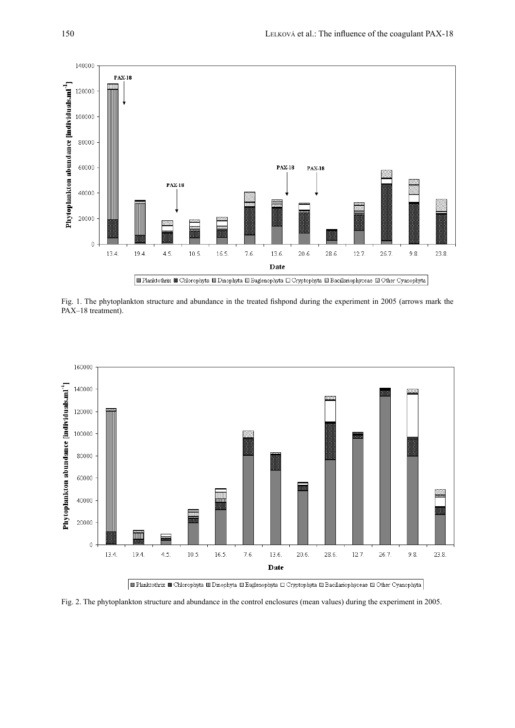Fig. 1. The phytoplankton structure and abundance in the treated fishpond during the experiment in 2005 (arrows mark the PAX–18 treatment).

Fig. 2. The phytoplankton structure and abundance in the control enclosures (mean values) during the experiment in 2005.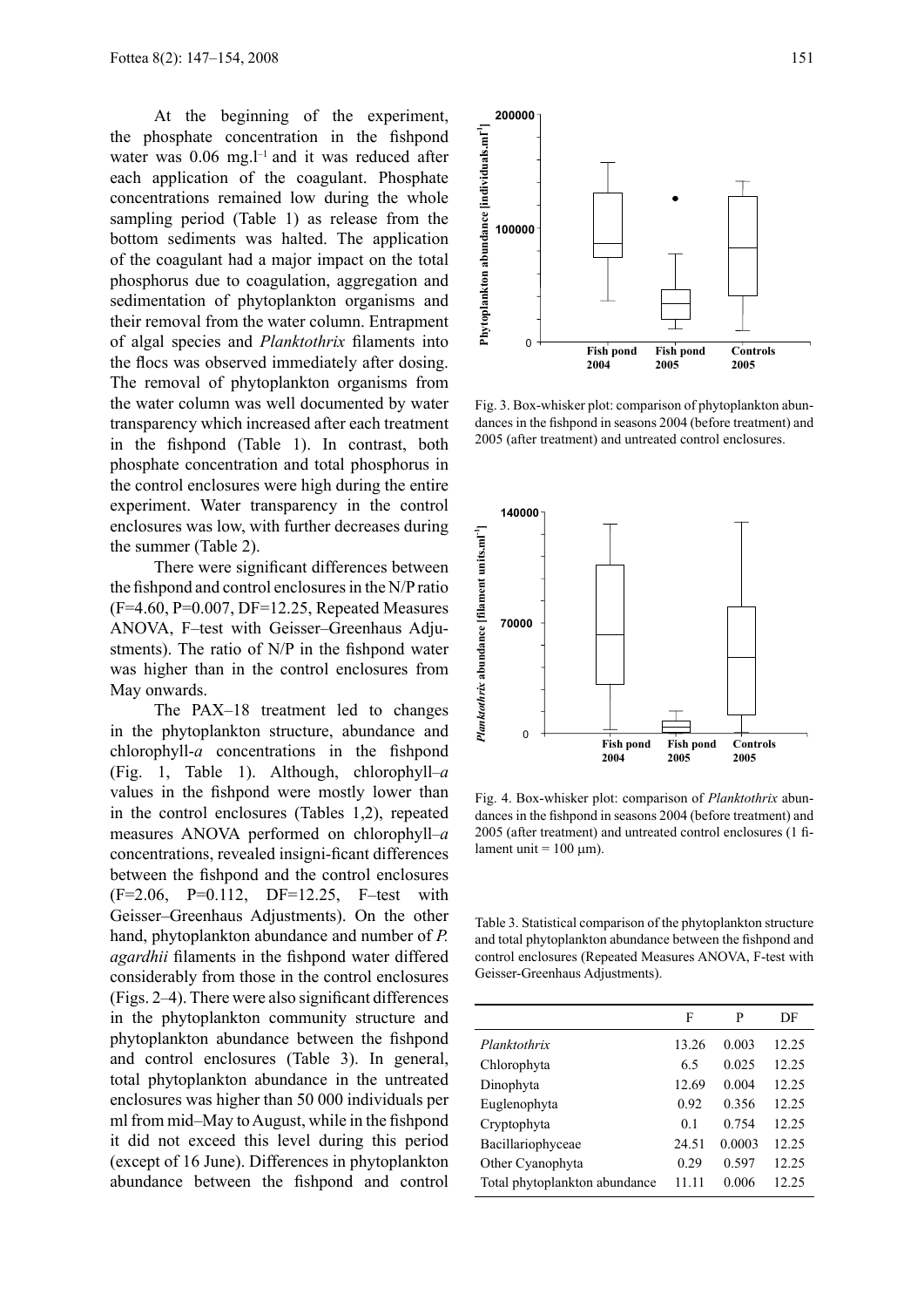At the beginning of the experiment, the phosphate concentration in the fishpond water was 0.06 mg.l$^{-1}$ and it was reduced after each application of the coagulant. Phosphate concentrations remained low during the whole sampling period (Table 1) as release from the bottom sediments was halted. The application of the coagulant had a major impact on the total phosphorus due to coagulation, aggregation and sedimentation of phytoplankton organisms and their removal from the water column. Entrapment of algal species and *Planktothrix* filaments into the flocs was observed immediately after dosing. The removal of phytoplankton organisms from the water column was well documented by water transparency which increased after each treatment in the fishpond (Table 1). In contrast, both phosphate concentration and total phosphorus in the control enclosures were high during the entire experiment. Water transparency in the control enclosures was low, with further decreases during the summer (Table 2).

There were significant differences between the fishpond and control enclosures in the N/P ratio (F=4.60, P=0.007, DF=12.25, Repeated Measures ANOVA, F–test with Geisser–Greenhaus Adjustments). The ratio of N/P in the fishpond water was higher than in the control enclosures from May onwards.

The PAX–18 treatment led to changes in the phytoplankton structure, abundance and chlorophyll-*a* concentrations in the fishpond (Fig. 1, Table 1). Although, chlorophyll–*a* values in the fishpond were mostly lower than in the control enclosures (Tables 1,2), repeated measures ANOVA performed on chlorophyll–*a* concentrations, revealed insigni-ficant differences between the fishpond and the control enclosures (F=2.06, P=0.112, DF=12.25, F–test with Geisser–Greenhaus Adjustments). On the other hand, phytoplankton abundance and number of *P. agardhii* filaments in the fishpond water differed considerably from those in the control enclosures (Figs. 2–4). There were also significant differences in the phytoplankton community structure and phytoplankton abundance between the fishpond and control enclosures (Table 3). In general, total phytoplankton abundance in the untreated enclosures was higher than 50 000 individuals per ml from mid–May to August, while in the fishpond it did not exceed this level during this period (except of 16 June). Differences in phytoplankton abundance between the fishpond and control

Fig. 3. Box-whisker plot: comparison of phytoplankton abundances in the fishpond in seasons 2004 (before treatment) and 2005 (after treatment) and untreated control enclosures.

Fig. 4. Box-whisker plot: comparison of *Planktothrix* abundances in the fishpond in seasons 2004 (before treatment) and 2005 (after treatment) and untreated control enclosures (1 filament unit = 100 μm).

Table 3. Statistical comparison of the phytoplankton structure and total phytoplankton abundance between the fishpond and control enclosures (Repeated Measures ANOVA, F-test with Geisser-Greenhaus Adjustments).

| | F | P | DF |
|---|---|---|---|
| *Planktothrix* | 13.26 | 0.003 | 12.25 |
| Chlorophyta | 6.5 | 0.025 | 12.25 |
| Dinophyta | 12.69 | 0.004 | 12.25 |
| Euglenophyta | 0.92 | 0.356 | 12.25 |
| Cryptophyta | 0.1 | 0.754 | 12.25 |
| Bacillariophyceae | 24.51 | 0.0003 | 12.25 |
| Other Cyanophyta | 0.29 | 0.597 | 12.25 |
| Total phytoplankton abundance | 11.11 | 0.006 | 12.25 |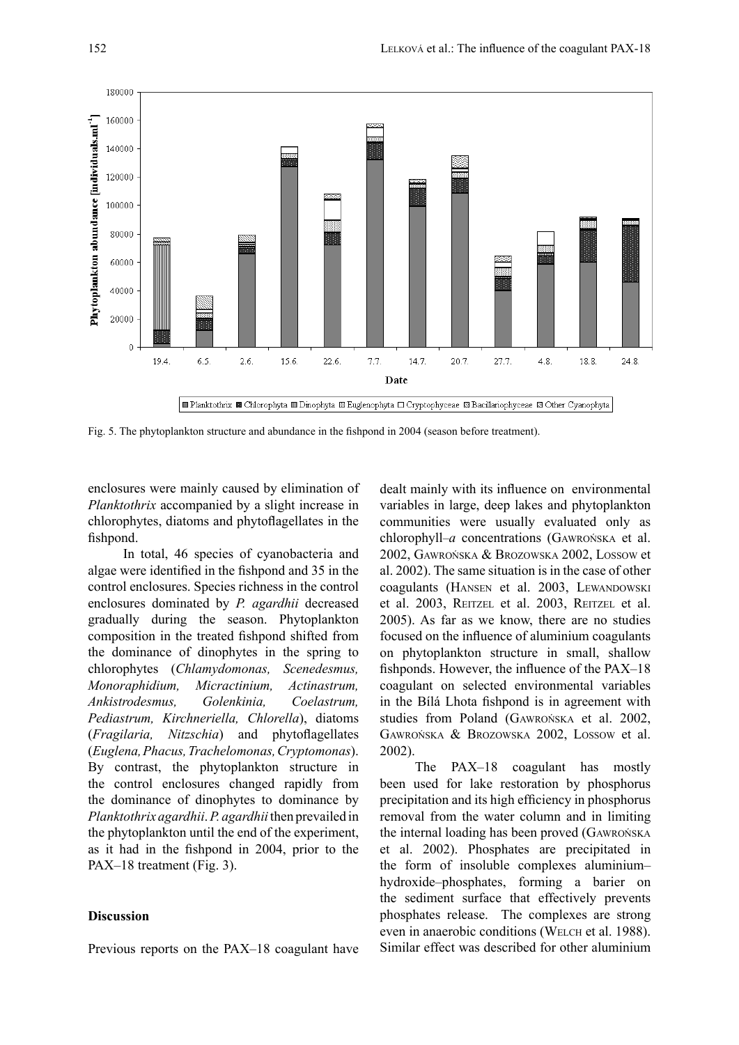Fig. 5. The phytoplankton structure and abundance in the fishpond in 2004 (season before treatment).

enclosures were mainly caused by elimination of *Planktothrix* accompanied by a slight increase in chlorophytes, diatoms and phytoflagellates in the fishpond.

In total, 46 species of cyanobacteria and algae were identified in the fishpond and 35 in the control enclosures. Species richness in the control enclosures dominated by *P. agardhii* decreased gradually during the season. Phytoplankton composition in the treated fishpond shifted from the dominance of dinophytes in the spring to chlorophytes (*Chlamydomonas, Scenedesmus, Monoraphidium, Micractinium, Actinastrum, Ankistrodesmus, Golenkinia, Coelastrum, Pediastrum, Kirchneriella, Chlorella*), diatoms (*Fragilaria, Nitzschia*) and phytoflagellates (*Euglena, Phacus, Trachelomonas, Cryptomonas*). By contrast, the phytoplankton structure in the control enclosures changed rapidly from the dominance of dinophytes to dominance by *Planktothrix agardhii*. *P. agardhii* then prevailed in the phytoplankton until the end of the experiment, as it had in the fishpond in 2004, prior to the PAX–18 treatment (Fig. 3).

## Discussion

Previous reports on the PAX–18 coagulant have dealt mainly with its influence on environmental variables in large, deep lakes and phytoplankton communities were usually evaluated only as chlorophyll–*a* concentrations (Gawrońska et al. 2002, Gawrońska & Brozowska 2002, Lossow et al. 2002). The same situation is in the case of other coagulants (Hansen et al. 2003, Lewandowski et al. 2003, Reitzel et al. 2003, Reitzel et al. 2005). As far as we know, there are no studies focused on the influence of aluminium coagulants on phytoplankton structure in small, shallow fishponds. However, the influence of the PAX–18 coagulant on selected environmental variables in the Bílá Lhota fishpond is in agreement with studies from Poland (Gawrońska et al. 2002, Gawrońska & Brozowska 2002, Lossow et al. 2002).

The PAX–18 coagulant has mostly been used for lake restoration by phosphorus precipitation and its high efficiency in phosphorus removal from the water column and in limiting the internal loading has been proved (Gawrońska et al. 2002). Phosphates are precipitated in the form of insoluble complexes aluminium–hydroxide–phosphates, forming a barier on the sediment surface that effectively prevents phosphates release. The complexes are strong even in anaerobic conditions (Welch et al. 1988). Similar effect was described for other aluminium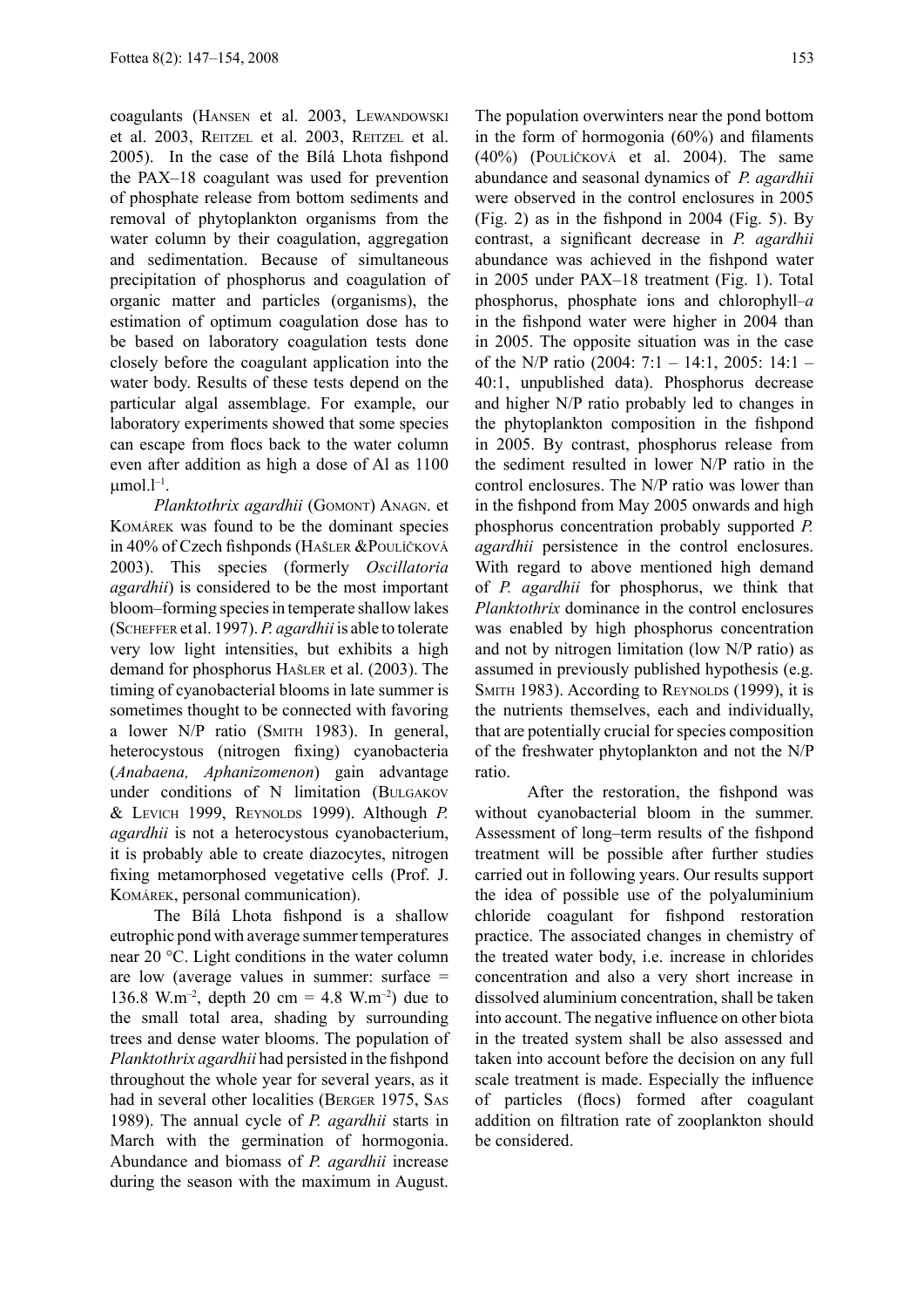coagulants (Hansen et al. 2003, Lewandowski et al. 2003, Reitzel et al. 2003, Reitzel et al. 2005). In the case of the Bílá Lhota fishpond the PAX–18 coagulant was used for prevention of phosphate release from bottom sediments and removal of phytoplankton organisms from the water column by their coagulation, aggregation and sedimentation. Because of simultaneous precipitation of phosphorus and coagulation of organic matter and particles (organisms), the estimation of optimum coagulation dose has to be based on laboratory coagulation tests done closely before the coagulant application into the water body. Results of these tests depend on the particular algal assemblage. For example, our laboratory experiments showed that some species can escape from flocs back to the water column even after addition as high a dose of Al as 1100 $\mu mol.l^{-1}$.

*Planktothrix agardhii* (Gomont) Anagn. et Komárek was found to be the dominant species in 40% of Czech fishponds (Hašler & Poulíčková 2003). This species (formerly *Oscillatoria agardhii*) is considered to be the most important bloom–forming species in temperate shallow lakes (Scheffer et al. 1997). *P. agardhii* is able to tolerate very low light intensities, but exhibits a high demand for phosphorus Hašler et al. (2003). The timing of cyanobacterial blooms in late summer is sometimes thought to be connected with favoring a lower N/P ratio (Smith 1983). In general, heterocystous (nitrogen fixing) cyanobacteria (*Anabaena, Aphanizomenon*) gain advantage under conditions of N limitation (Bulgakov & Levich 1999, Reynolds 1999). Although *P. agardhii* is not a heterocystous cyanobacterium, it is probably able to create diazocytes, nitrogen fixing metamorphosed vegetative cells (Prof. J. Komárek, personal communication).

The Bílá Lhota fishpond is a shallow eutrophic pond with average summer temperatures near 20 °C. Light conditions in the water column are low (average values in summer: surface = 136.8 $W.m^{-2}$, depth 20 cm = 4.8 $W.m^{-2}$) due to the small total area, shading by surrounding trees and dense water blooms. The population of *Planktothrix agardhii* had persisted in the fishpond throughout the whole year for several years, as it had in several other localities (Berger 1975, Sas 1989). The annual cycle of *P. agardhii* starts in March with the germination of hormogonia. Abundance and biomass of *P. agardhii* increase during the season with the maximum in August. The population overwinters near the pond bottom in the form of hormogonia (60%) and filaments (40%) (Poulíčková et al. 2004). The same abundance and seasonal dynamics of *P. agardhii* were observed in the control enclosures in 2005 (Fig. 2) as in the fishpond in 2004 (Fig. 5). By contrast, a significant decrease in *P. agardhii* abundance was achieved in the fishpond water in 2005 under PAX–18 treatment (Fig. 1). Total phosphorus, phosphate ions and chlorophyll–*a* in the fishpond water were higher in 2004 than in 2005. The opposite situation was in the case of the N/P ratio (2004: 7:1 – 14:1, 2005: 14:1 – 40:1, unpublished data). Phosphorus decrease and higher N/P ratio probably led to changes in the phytoplankton composition in the fishpond in 2005. By contrast, phosphorus release from the sediment resulted in lower N/P ratio in the control enclosures. The N/P ratio was lower than in the fishpond from May 2005 onwards and high phosphorus concentration probably supported *P. agardhii* persistence in the control enclosures. With regard to above mentioned high demand of *P. agardhii* for phosphorus, we think that *Planktothrix* dominance in the control enclosures was enabled by high phosphorus concentration and not by nitrogen limitation (low N/P ratio) as assumed in previously published hypothesis (e.g. Smith 1983). According to Reynolds (1999), it is the nutrients themselves, each and individually, that are potentially crucial for species composition of the freshwater phytoplankton and not the N/P ratio.

After the restoration, the fishpond was without cyanobacterial bloom in the summer. Assessment of long–term results of the fishpond treatment will be possible after further studies carried out in following years. Our results support the idea of possible use of the polyaluminium chloride coagulant for fishpond restoration practice. The associated changes in chemistry of the treated water body, i.e. increase in chlorides concentration and also a very short increase in dissolved aluminium concentration, shall be taken into account. The negative influence on other biota in the treated system shall be also assessed and taken into account before the decision on any full scale treatment is made. Especially the influence of particles (flocs) formed after coagulant addition on filtration rate of zooplankton should be considered.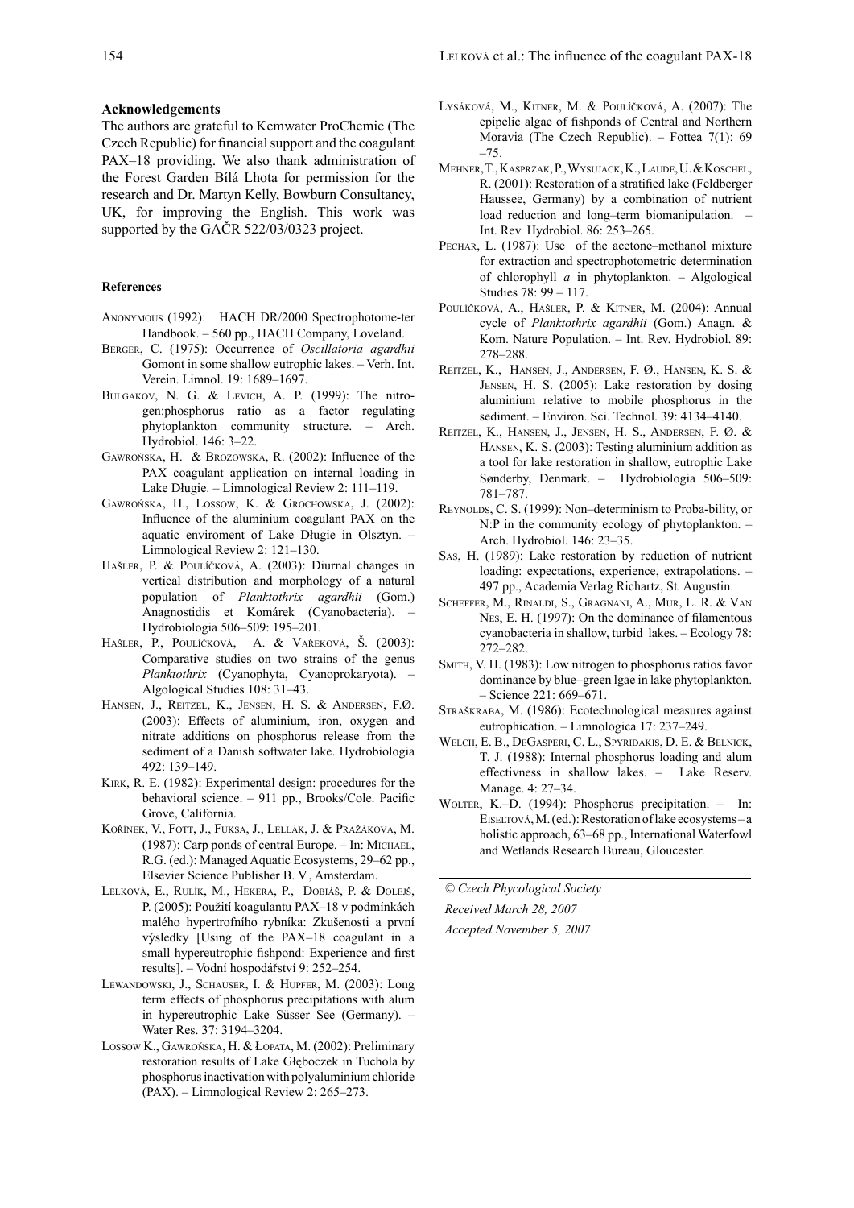## Acknowledgements

The authors are grateful to Kemwater ProChemie (The Czech Republic) for financial support and the coagulant PAX–18 providing. We also thank administration of the Forest Garden Bílá Lhota for permission for the research and Dr. Martyn Kelly, Bowburn Consultancy, UK, for improving the English. This work was supported by the GAČR 522/03/0323 project.

## References

Anonymous (1992): HACH DR/2000 Spectrophotome-ter Handbook. – 560 pp., HACH Company, Loveland.

Berger, C. (1975): Occurrence of *Oscillatoria agardhii* Gomont in some shallow eutrophic lakes. – Verh. Int. Verein. Limnol. 19: 1689–1697.

Bulgakov, N. G. & Levich, A. P. (1999): The nitrogen:phosphorus ratio as a factor regulating phytoplankton community structure. – Arch. Hydrobiol. 146: 3–22.

Gawrońska, H. & Brozowska, R. (2002): Influence of the PAX coagulant application on internal loading in Lake Długie. – Limnological Review 2: 111–119.

Gawrońska, H., Lossow, K. & Grochowska, J. (2002): Influence of the aluminium coagulant PAX on the aquatic enviroment of Lake Długie in Olsztyn. – Limnological Review 2: 121–130.

Hašler, P. & Poulíčková, A. (2003): Diurnal changes in vertical distribution and morphology of a natural population of *Planktothrix agardhii* (Gom.) Anagnostidis et Komárek (Cyanobacteria). – Hydrobiologia 506–509: 195–201.

Hašler, P., Poulíčková, A. & Vařeková, Š. (2003): Comparative studies on two strains of the genus *Planktothrix* (Cyanophyta, Cyanoprokaryota). – Algological Studies 108: 31–43.

Hansen, J., Reitzel, K., Jensen, H. S. & Andersen, F.Ø. (2003): Effects of aluminium, iron, oxygen and nitrate additions on phosphorus release from the sediment of a Danish softwater lake. Hydrobiologia 492: 139–149.

Kirk, R. E. (1982): Experimental design: procedures for the behavioral science. – 911 pp., Brooks/Cole. Pacific Grove, California.

Kořínek, V., Fott, J., Fuksa, J., Lellák, J. & Pražáková, M. (1987): Carp ponds of central Europe. – In: Michael, R.G. (ed.): Managed Aquatic Ecosystems, 29–62 pp., Elsevier Science Publisher B. V., Amsterdam.

Lelková, E., Rulík, M., Hekera, P., Dobiáš, P. & Dolejš, P. (2005): Použití koagulantu PAX–18 v podmínkách malého hypertrofního rybníka: Zkušenosti a první výsledky [Using of the PAX–18 coagulant in a small hypereutrophic fishpond: Experience and first results]. – Vodní hospodářství 9: 252–254.

Lewandowski, J., Schauser, I. & Hupfer, M. (2003): Long term effects of phosphorus precipitations with alum in hypereutrophic Lake Süsser See (Germany). – Water Res. 37: 3194–3204.

Lossow K., Gawrońska, H. & Łopata, M. (2002): Preliminary restoration results of Lake Głęboczek in Tuchola by phosphorus inactivation with polyaluminium chloride (PAX). – Limnological Review 2: 265–273.

Lysáková, M., Kitner, M. & Poulíčková, A. (2007): The epipelic algae of fishponds of Central and Northern Moravia (The Czech Republic). – Fottea 7(1): 69 –75.

Mehner, T., Kasprzak, P., Wysujack, K., Laude, U. & Koschel, R. (2001): Restoration of a stratified lake (Feldberger Haussee, Germany) by a combination of nutrient load reduction and long–term biomanipulation. – Int. Rev. Hydrobiol. 86: 253–265.

Pechar, L. (1987): Use of the acetone–methanol mixture for extraction and spectrophotometric determination of chlorophyll *a* in phytoplankton. – Algological Studies 78: 99 – 117.

Poulíčková, A., Hašler, P. & Kitner, M. (2004): Annual cycle of *Planktothrix agardhii* (Gom.) Anagn. & Kom. Nature Population. – Int. Rev. Hydrobiol. 89: 278–288.

Reitzel, K., Hansen, J., Andersen, F. Ø., Hansen, K. S. & Jensen, H. S. (2005): Lake restoration by dosing aluminium relative to mobile phosphorus in the sediment. – Environ. Sci. Technol. 39: 4134–4140.

Reitzel, K., Hansen, J., Jensen, H. S., Andersen, F. Ø. & Hansen, K. S. (2003): Testing aluminium addition as a tool for lake restoration in shallow, eutrophic Lake Sønderby, Denmark. – Hydrobiologia 506–509: 781–787.

Reynolds, C. S. (1999): Non–determinism to Proba-bility, or N:P in the community ecology of phytoplankton. – Arch. Hydrobiol. 146: 23–35.

Sas, H. (1989): Lake restoration by reduction of nutrient loading: expectations, experience, extrapolations. – 497 pp., Academia Verlag Richartz, St. Augustin.

Scheffer, M., Rinaldi, S., Gragnani, A., Mur, L. R. & Van Nes, E. H. (1997): On the dominance of filamentous cyanobacteria in shallow, turbid lakes. – Ecology 78: 272–282.

Smith, V. H. (1983): Low nitrogen to phosphorus ratios favor dominance by blue–green lgae in lake phytoplankton. – Science 221: 669–671.

Straškraba, M. (1986): Ecotechnological measures against eutrophication. – Limnologica 17: 237–249.

Welch, E. B., DeGasperi, C. L., Spyridakis, D. E. & Belnick, T. J. (1988): Internal phosphorus loading and alum effectivness in shallow lakes. – Lake Reserv. Manage. 4: 27–34.

Wolter, K.–D. (1994): Phosphorus precipitation. – In: Eiseltová, M. (ed.): Restoration of lake ecosystems – a holistic approach, 63–68 pp., International Waterfowl and Wetlands Research Bureau, Gloucester.

*© Czech Phycological Society*

*Received March 28, 2007*

*Accepted November 5, 2007*